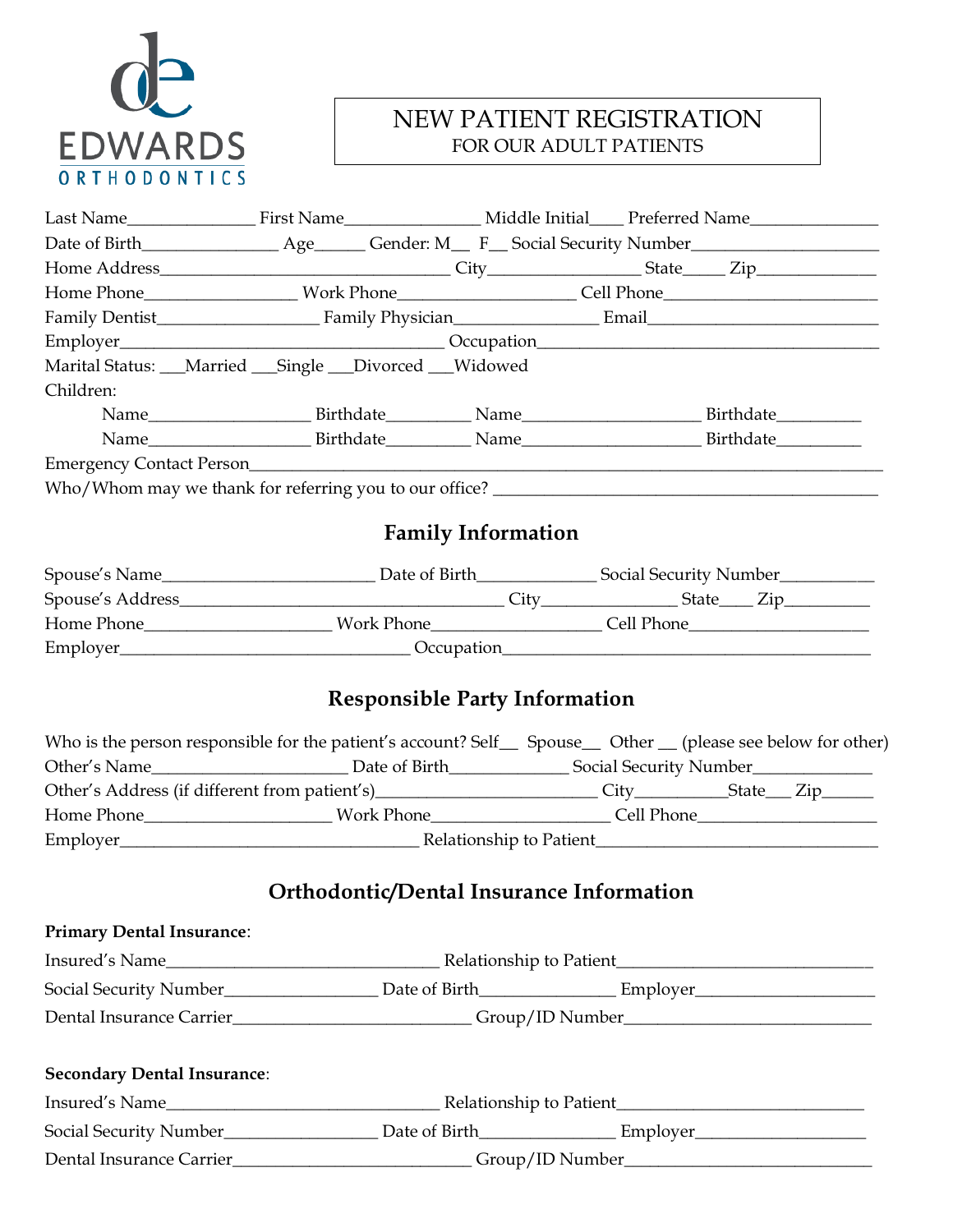EDWARDS
ORTHODONTICS

# NEW PATIENT REGISTRATION
FOR OUR ADULT PATIENTS

Last Name______________ First Name_______________ Middle Initial____ Preferred Name______________

Date of Birth_______________ Age______ Gender: M__ F__ Social Security Number____________________

Home Address________________________________ City_________________ State_____ Zip_____________

Home Phone_________________ Work Phone___________________ Cell Phone________________________

Family Dentist__________________ Family Physician_______________ Email________________________

Employer______________________________________ Occupation______________________________________

Marital Status: ___Married ___Single ___Divorced ___Widowed

Children:

Name_________________ Birthdate_________ Name___________________ Birthdate_________

Name_________________ Birthdate_________ Name___________________ Birthdate_________

Emergency Contact Person________________________________________________________________________

Who/Whom may we thank for referring you to our office? __________________________________________

## Family Information

Spouse's Name_______________________ Date of Birth_____________ Social Security Number__________

Spouse's Address____________________________________ City______________ State____ Zip_________

Home Phone____________________ Work Phone__________________ Cell Phone____________________

Employer________________________________ Occupation_________________________________________

## Responsible Party Information

Who is the person responsible for the patient's account? Self__ Spouse__ Other __ (please see below for other)

Other's Name______________________ Date of Birth_____________ Social Security Number_____________

Other's Address (if different from patient's)________________________ City__________State___ Zip______

Home Phone____________________ Work Phone___________________ Cell Phone___________________

Employer__________________________________ Relationship to Patient_______________________________

## Orthodontic/Dental Insurance Information

**Primary Dental Insurance**:

Insured's Name______________________________ Relationship to Patient___________________________

Social Security Number_________________ Date of Birth_______________ Employer____________________

Dental Insurance Carrier__________________________ Group/ID Number___________________________

**Secondary Dental Insurance**:

Insured's Name______________________________ Relationship to Patient___________________________

Social Security Number_________________ Date of Birth_______________ Employer____________________

Dental Insurance Carrier__________________________ Group/ID Number___________________________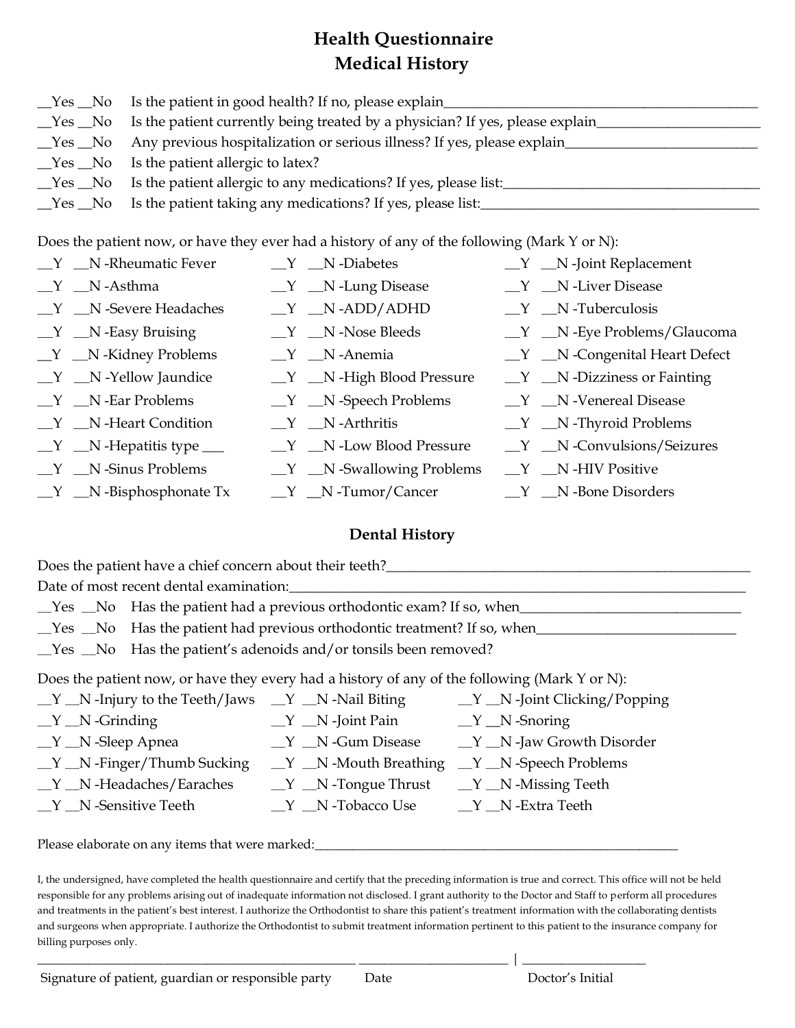# Health Questionnaire
## Medical History

__Yes __No Is the patient in good health? If no, please explain______________________________________________

__Yes __No Is the patient currently being treated by a physician? If yes, please explain________________________

__Yes __No Any previous hospitalization or serious illness? If yes, please explain____________________________

__Yes __No Is the patient allergic to latex?

__Yes __No Is the patient allergic to any medications? If yes, please list:____________________________________

__Yes __No Is the patient taking any medications? If yes, please list:_________________________________________

Does the patient now, or have they ever had a history of any of the following (Mark Y or N):

| | | |
|---|---|---|
| __Y __N -Rheumatic Fever | __Y __N -Diabetes | __Y __N -Joint Replacement |
| __Y __N -Asthma | __Y __N -Lung Disease | __Y __N -Liver Disease |
| __Y __N -Severe Headaches | __Y __N -ADD/ADHD | __Y __N -Tuberculosis |
| __Y __N -Easy Bruising | __Y __N -Nose Bleeds | __Y __N -Eye Problems/Glaucoma |
| __Y __N -Kidney Problems | __Y __N -Anemia | __Y __N -Congenital Heart Defect |
| __Y __N -Yellow Jaundice | __Y __N -High Blood Pressure | __Y __N -Dizziness or Fainting |
| __Y __N -Ear Problems | __Y __N -Speech Problems | __Y __N -Venereal Disease |
| __Y __N -Heart Condition | __Y __N -Arthritis | __Y __N -Thyroid Problems |
| __Y __N -Hepatitis type ___ | __Y __N -Low Blood Pressure | __Y __N -Convulsions/Seizures |
| __Y __N -Sinus Problems | __Y __N -Swallowing Problems | __Y __N -HIV Positive |
| __Y __N -Bisphosphonate Tx | __Y __N -Tumor/Cancer | __Y __N -Bone Disorders |

## Dental History

Does the patient have a chief concern about their teeth?_____________________________________________________

Date of most recent dental examination:_________________________________________________________________

__Yes __No Has the patient had a previous orthodontic exam? If so, when_______________________________

__Yes __No Has the patient had previous orthodontic treatment? If so, when____________________________

__Yes __No Has the patient's adenoids and/or tonsils been removed?

Does the patient now, or have they every had a history of any of the following (Mark Y or N):

| | | |
|---|---|---|
| __Y __N -Injury to the Teeth/Jaws | __Y __N -Nail Biting | __Y __N -Joint Clicking/Popping |
| __Y __N -Grinding | __Y __N -Joint Pain | __Y __N -Snoring |
| __Y __N -Sleep Apnea | __Y __N -Gum Disease | __Y __N -Jaw Growth Disorder |
| __Y __N -Finger/Thumb Sucking | __Y __N -Mouth Breathing | __Y __N -Speech Problems |
| __Y __N -Headaches/Earaches | __Y __N -Tongue Thrust | __Y __N -Missing Teeth |
| __Y __N -Sensitive Teeth | __Y __N -Tobacco Use | __Y __N -Extra Teeth |

Please elaborate on any items that were marked:_____________________________________________________

I, the undersigned, have completed the health questionnaire and certify that the preceding information is true and correct. This office will not be held responsible for any problems arising out of inadequate information not disclosed. I grant authority to the Doctor and Staff to perform all procedures and treatments in the patient's best interest. I authorize the Orthodontist to share this patient's treatment information with the collaborating dentists and surgeons when appropriate. I authorize the Orthodontist to submit treatment information pertinent to this patient to the insurance company for billing purposes only.

_______________________________________________ _______________________ | ___________________

Signature of patient, guardian or responsible party    Date    Doctor's Initial